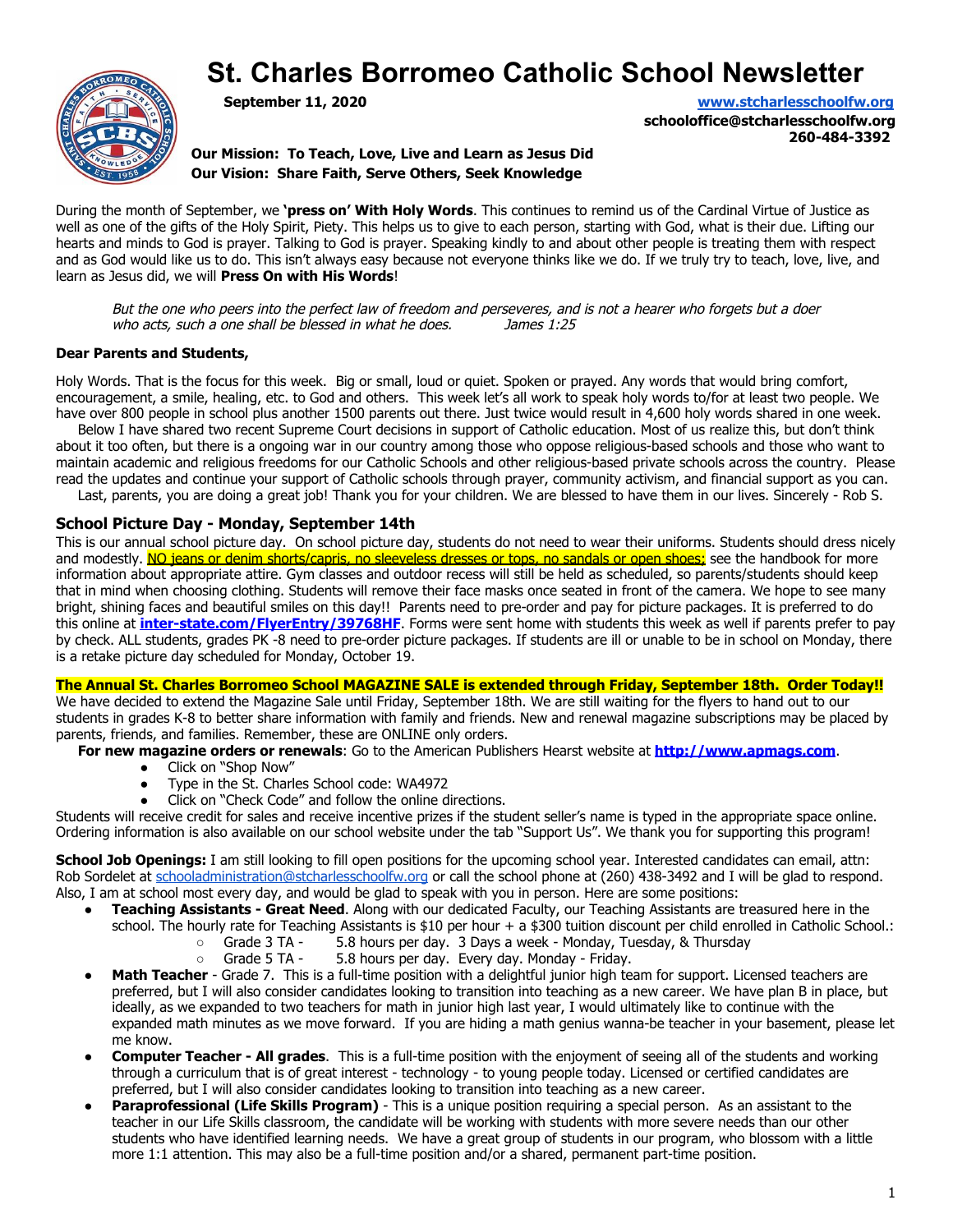# St. Charles Borromeo Catholic School Newsletter

**September 11, 2020**

**[www.stcharlesschoolfw.org](http://www.stcharlesschoolfw.org)**
**schooloffice@stcharlesschoolfw.org**
**260-484-3392**

**Our Mission: To Teach, Love, Live and Learn as Jesus Did**
**Our Vision: Share Faith, Serve Others, Seek Knowledge**

During the month of September, we **'press on' With Holy Words**. This continues to remind us of the Cardinal Virtue of Justice as well as one of the gifts of the Holy Spirit, Piety. This helps us to give to each person, starting with God, what is their due. Lifting our hearts and minds to God is prayer. Talking to God is prayer. Speaking kindly to and about other people is treating them with respect and as God would like us to do. This isn't always easy because not everyone thinks like we do. If we truly try to teach, love, live, and learn as Jesus did, we will **Press On with His Words**!

> *But the one who peers into the perfect law of freedom and perseveres, and is not a hearer who forgets but a doer who acts, such a one shall be blessed in what he does. James 1:25*

**Dear Parents and Students,**

Holy Words. That is the focus for this week. Big or small, loud or quiet. Spoken or prayed. Any words that would bring comfort, encouragement, a smile, healing, etc. to God and others. This week let's all work to speak holy words to/for at least two people. We have over 800 people in school plus another 1500 parents out there. Just twice would result in 4,600 holy words shared in one week.

Below I have shared two recent Supreme Court decisions in support of Catholic education. Most of us realize this, but don't think about it too often, but there is a ongoing war in our country among those who oppose religious-based schools and those who want to maintain academic and religious freedoms for our Catholic Schools and other religious-based private schools across the country. Please read the updates and continue your support of Catholic schools through prayer, community activism, and financial support as you can.

Last, parents, you are doing a great job! Thank you for your children. We are blessed to have them in our lives. Sincerely - Rob S.

## School Picture Day - Monday, September 14th

This is our annual school picture day. On school picture day, students do not need to wear their uniforms. Students should dress nicely and modestly. NO jeans or denim shorts/capris, no sleeveless dresses or tops, no sandals or open shoes; see the handbook for more information about appropriate attire. Gym classes and outdoor recess will still be held as scheduled, so parents/students should keep that in mind when choosing clothing. Students will remove their face masks once seated in front of the camera. We hope to see many bright, shining faces and beautiful smiles on this day!! Parents need to pre-order and pay for picture packages. It is preferred to do this online at **[inter-state.com/FlyerEntry/39768HF](http://inter-state.com/FlyerEntry/39768HF)**. Forms were sent home with students this week as well if parents prefer to pay by check. ALL students, grades PK -8 need to pre-order picture packages. If students are ill or unable to be in school on Monday, there is a retake picture day scheduled for Monday, October 19.

**The Annual St. Charles Borromeo School MAGAZINE SALE is extended through Friday, September 18th. Order Today!!**

We have decided to extend the Magazine Sale until Friday, September 18th. We are still waiting for the flyers to hand out to our students in grades K-8 to better share information with family and friends. New and renewal magazine subscriptions may be placed by parents, friends, and families. Remember, these are ONLINE only orders.

**For new magazine orders or renewals**: Go to the American Publishers Hearst website at **[http://www.apmags.com](http://www.apmags.com)**.

- Click on "Shop Now"
- Type in the St. Charles School code: WA4972
- Click on "Check Code" and follow the online directions.

Students will receive credit for sales and receive incentive prizes if the student seller's name is typed in the appropriate space online. Ordering information is also available on our school website under the tab "Support Us". We thank you for supporting this program!

**School Job Openings:** I am still looking to fill open positions for the upcoming school year. Interested candidates can email, attn: Rob Sordelet at [schooladministration@stcharlesschoolfw.org](mailto:schooladministration@stcharlesschoolfw.org) or call the school phone at (260) 438-3492 and I will be glad to respond. Also, I am at school most every day, and would be glad to speak with you in person. Here are some positions:

- **Teaching Assistants - Great Need**. Along with our dedicated Faculty, our Teaching Assistants are treasured here in the school. The hourly rate for Teaching Assistants is $10 per hour + a $300 tuition discount per child enrolled in Catholic School.:
  - Grade 3 TA - 5.8 hours per day. 3 Days a week - Monday, Tuesday, & Thursday
  - Grade 5 TA - 5.8 hours per day. Every day. Monday - Friday.
- **Math Teacher** - Grade 7. This is a full-time position with a delightful junior high team for support. Licensed teachers are preferred, but I will also consider candidates looking to transition into teaching as a new career. We have plan B in place, but ideally, as we expanded to two teachers for math in junior high last year, I would ultimately like to continue with the expanded math minutes as we move forward. If you are hiding a math genius wanna-be teacher in your basement, please let me know.
- **Computer Teacher - All grades**. This is a full-time position with the enjoyment of seeing all of the students and working through a curriculum that is of great interest - technology - to young people today. Licensed or certified candidates are preferred, but I will also consider candidates looking to transition into teaching as a new career.
- **Paraprofessional (Life Skills Program)** - This is a unique position requiring a special person. As an assistant to the teacher in our Life Skills classroom, the candidate will be working with students with more severe needs than our other students who have identified learning needs. We have a great group of students in our program, who blossom with a little more 1:1 attention. This may also be a full-time position and/or a shared, permanent part-time position.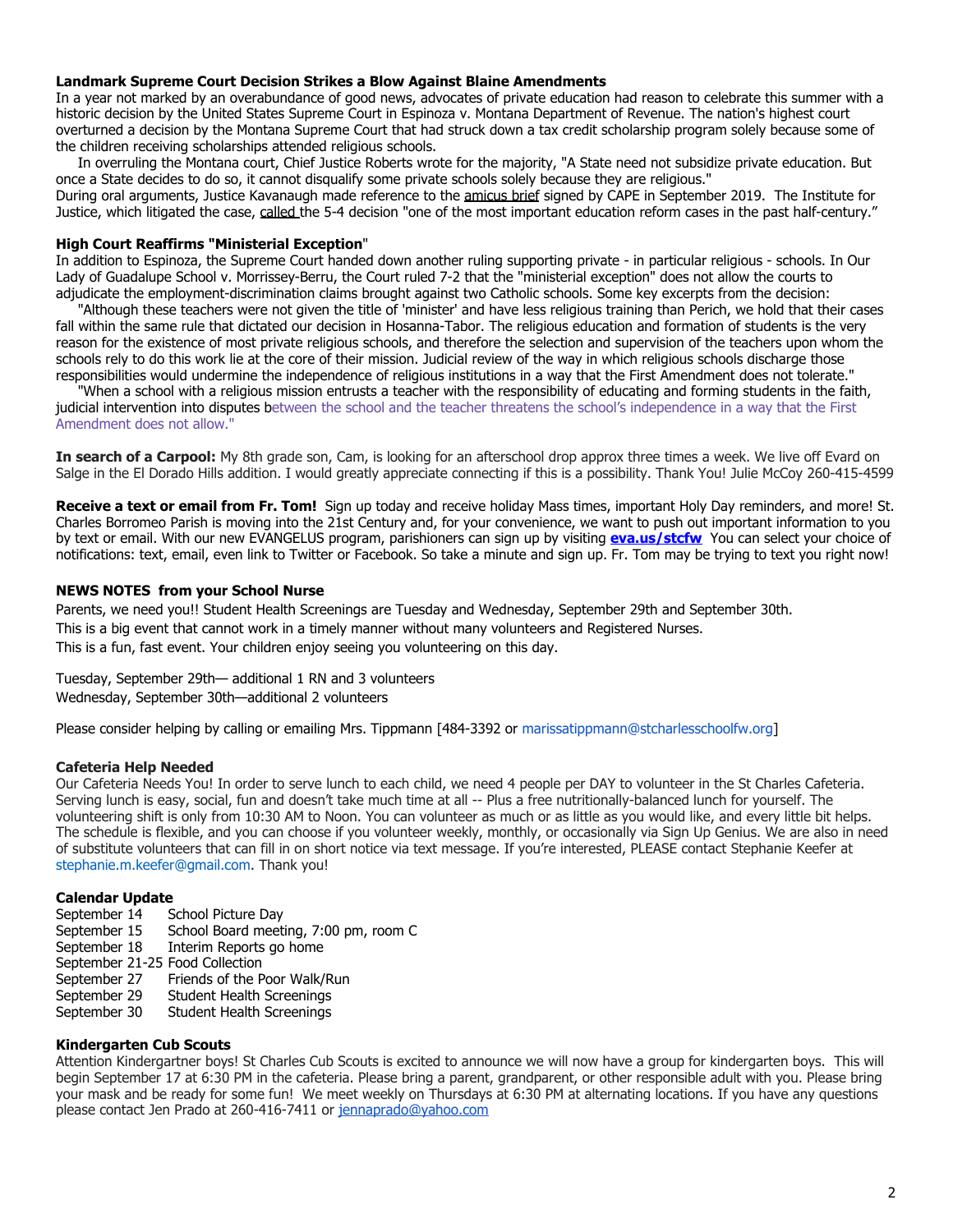**Landmark Supreme Court Decision Strikes a Blow Against Blaine Amendments**

In a year not marked by an overabundance of good news, advocates of private education had reason to celebrate this summer with a historic decision by the United States Supreme Court in Espinoza v. Montana Department of Revenue. The nation's highest court overturned a decision by the Montana Supreme Court that had struck down a tax credit scholarship program solely because some of the children receiving scholarships attended religious schools.

In overruling the Montana court, Chief Justice Roberts wrote for the majority, "A State need not subsidize private education. But once a State decides to do so, it cannot disqualify some private schools solely because they are religious."

During oral arguments, Justice Kavanaugh made reference to the amicus brief signed by CAPE in September 2019. The Institute for Justice, which litigated the case, called the 5-4 decision "one of the most important education reform cases in the past half-century."

**High Court Reaffirms "Ministerial Exception"**

In addition to Espinoza, the Supreme Court handed down another ruling supporting private - in particular religious - schools. In Our Lady of Guadalupe School v. Morrissey-Berru, the Court ruled 7-2 that the "ministerial exception" does not allow the courts to adjudicate the employment-discrimination claims brought against two Catholic schools. Some key excerpts from the decision:

"Although these teachers were not given the title of 'minister' and have less religious training than Perich, we hold that their cases fall within the same rule that dictated our decision in Hosanna-Tabor. The religious education and formation of students is the very reason for the existence of most private religious schools, and therefore the selection and supervision of the teachers upon whom the schools rely to do this work lie at the core of their mission. Judicial review of the way in which religious schools discharge those responsibilities would undermine the independence of religious institutions in a way that the First Amendment does not tolerate."

"When a school with a religious mission entrusts a teacher with the responsibility of educating and forming students in the faith, judicial intervention into disputes between the school and the teacher threatens the school's independence in a way that the First Amendment does not allow."

**In search of a Carpool:** My 8th grade son, Cam, is looking for an afterschool drop approx three times a week. We live off Evard on Salge in the El Dorado Hills addition. I would greatly appreciate connecting if this is a possibility. Thank You! Julie McCoy 260-415-4599

**Receive a text or email from Fr. Tom!** Sign up today and receive holiday Mass times, important Holy Day reminders, and more! St. Charles Borromeo Parish is moving into the 21st Century and, for your convenience, we want to push out important information to you by text or email. With our new EVANGELUS program, parishioners can sign up by visiting **eva.us/stcfw** You can select your choice of notifications: text, email, even link to Twitter or Facebook. So take a minute and sign up. Fr. Tom may be trying to text you right now!

**NEWS NOTES from your School Nurse**

Parents, we need you!! Student Health Screenings are Tuesday and Wednesday, September 29th and September 30th.
This is a big event that cannot work in a timely manner without many volunteers and Registered Nurses.
This is a fun, fast event. Your children enjoy seeing you volunteering on this day.

Tuesday, September 29th— additional 1 RN and 3 volunteers
Wednesday, September 30th—additional 2 volunteers

Please consider helping by calling or emailing Mrs. Tippmann [484-3392 or marissatippmann@stcharlesschoolfw.org]

**Cafeteria Help Needed**

Our Cafeteria Needs You! In order to serve lunch to each child, we need 4 people per DAY to volunteer in the St Charles Cafeteria. Serving lunch is easy, social, fun and doesn't take much time at all -- Plus a free nutritionally-balanced lunch for yourself. The volunteering shift is only from 10:30 AM to Noon. You can volunteer as much or as little as you would like, and every little bit helps. The schedule is flexible, and you can choose if you volunteer weekly, monthly, or occasionally via Sign Up Genius. We are also in need of substitute volunteers that can fill in on short notice via text message. If you're interested, PLEASE contact Stephanie Keefer at stephanie.m.keefer@gmail.com. Thank you!

**Calendar Update**

| | |
|---|---|
| September 14 | School Picture Day |
| September 15 | School Board meeting, 7:00 pm, room C |
| September 18 | Interim Reports go home |
| September 21-25 | Food Collection |
| September 27 | Friends of the Poor Walk/Run |
| September 29 | Student Health Screenings |
| September 30 | Student Health Screenings |

**Kindergarten Cub Scouts**

Attention Kindergartner boys! St Charles Cub Scouts is excited to announce we will now have a group for kindergarten boys. This will begin September 17 at 6:30 PM in the cafeteria. Please bring a parent, grandparent, or other responsible adult with you. Please bring your mask and be ready for some fun! We meet weekly on Thursdays at 6:30 PM at alternating locations. If you have any questions please contact Jen Prado at 260-416-7411 or jennaprado@yahoo.com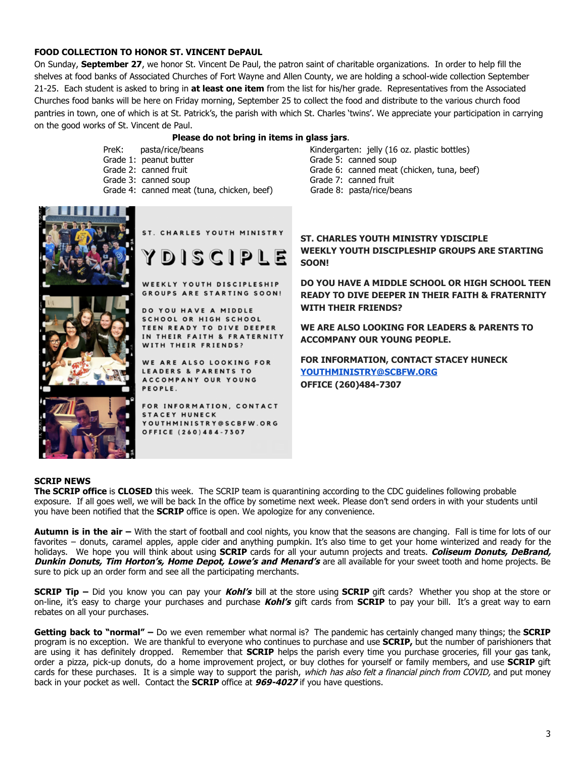## FOOD COLLECTION TO HONOR ST. VINCENT DePAUL

On Sunday, **September 27**, we honor St. Vincent De Paul, the patron saint of charitable organizations. In order to help fill the shelves at food banks of Associated Churches of Fort Wayne and Allen County, we are holding a school-wide collection September 21-25. Each student is asked to bring in **at least one item** from the list for his/her grade. Representatives from the Associated Churches food banks will be here on Friday morning, September 25 to collect the food and distribute to the various church food pantries in town, one of which is at St. Patrick's, the parish with which St. Charles 'twins'. We appreciate your participation in carrying on the good works of St. Vincent de Paul.

**Please do not bring in items in glass jars**.

- PreK: pasta/rice/beans
- Grade 1: peanut butter
- Grade 2: canned fruit
- Grade 3: canned soup
- Grade 4: canned meat (tuna, chicken, beef)
- Kindergarten: jelly (16 oz. plastic bottles)
- Grade 5: canned soup
- Grade 6: canned meat (chicken, tuna, beef)
- Grade 7: canned fruit
- Grade 8: pasta/rice/beans

ST. CHARLES YOUTH MINISTRY

YDISCIPLE

WEEKLY YOUTH DISCIPLESHIP GROUPS ARE STARTING SOON!

DO YOU HAVE A MIDDLE SCHOOL OR HIGH SCHOOL TEEN READY TO DIVE DEEPER IN THEIR FAITH & FRATERNITY WITH THEIR FRIENDS?

WE ARE ALSO LOOKING FOR LEADERS & PARENTS TO ACCOMPANY OUR YOUNG PEOPLE.

FOR INFORMATION, CONTACT STACEY HUNECK YOUTHMINISTRY@SCBFW.ORG OFFICE (260)484-7307

**ST. CHARLES YOUTH MINISTRY YDISCIPLE WEEKLY YOUTH DISCIPLESHIP GROUPS ARE STARTING SOON!**

**DO YOU HAVE A MIDDLE SCHOOL OR HIGH SCHOOL TEEN READY TO DIVE DEEPER IN THEIR FAITH & FRATERNITY WITH THEIR FRIENDS?**

**WE ARE ALSO LOOKING FOR LEADERS & PARENTS TO ACCOMPANY OUR YOUNG PEOPLE.**

**FOR INFORMATION, CONTACT STACEY HUNECK**
**YOUTHMINISTRY@SCBFW.ORG**
**OFFICE (260)484-7307**

## SCRIP NEWS

**The SCRIP office** is **CLOSED** this week. The SCRIP team is quarantining according to the CDC guidelines following probable exposure. If all goes well, we will be back In the office by sometime next week. Please don't send orders in with your students until you have been notified that the **SCRIP** office is open. We apologize for any convenience.

**Autumn is in the air –** With the start of football and cool nights, you know that the seasons are changing. Fall is time for lots of our favorites – donuts, caramel apples, apple cider and anything pumpkin. It's also time to get your home winterized and ready for the holidays. We hope you will think about using **SCRIP** cards for all your autumn projects and treats. ***Coliseum Donuts, DeBrand, Dunkin Donuts, Tim Horton's, Home Depot, Lowe's and Menard's*** are all available for your sweet tooth and home projects. Be sure to pick up an order form and see all the participating merchants.

**SCRIP Tip –** Did you know you can pay your ***Kohl's*** bill at the store using **SCRIP** gift cards? Whether you shop at the store or on-line, it's easy to charge your purchases and purchase ***Kohl's*** gift cards from **SCRIP** to pay your bill. It's a great way to earn rebates on all your purchases.

**Getting back to "normal" –** Do we even remember what normal is? The pandemic has certainly changed many things; the **SCRIP** program is no exception. We are thankful to everyone who continues to purchase and use **SCRIP,** but the number of parishioners that are using it has definitely dropped. Remember that **SCRIP** helps the parish every time you purchase groceries, fill your gas tank, order a pizza, pick-up donuts, do a home improvement project, or buy clothes for yourself or family members, and use **SCRIP** gift cards for these purchases. It is a simple way to support the parish, *which has also felt a financial pinch from COVID,* and put money back in your pocket as well. Contact the **SCRIP** office at ***969-4027*** if you have questions.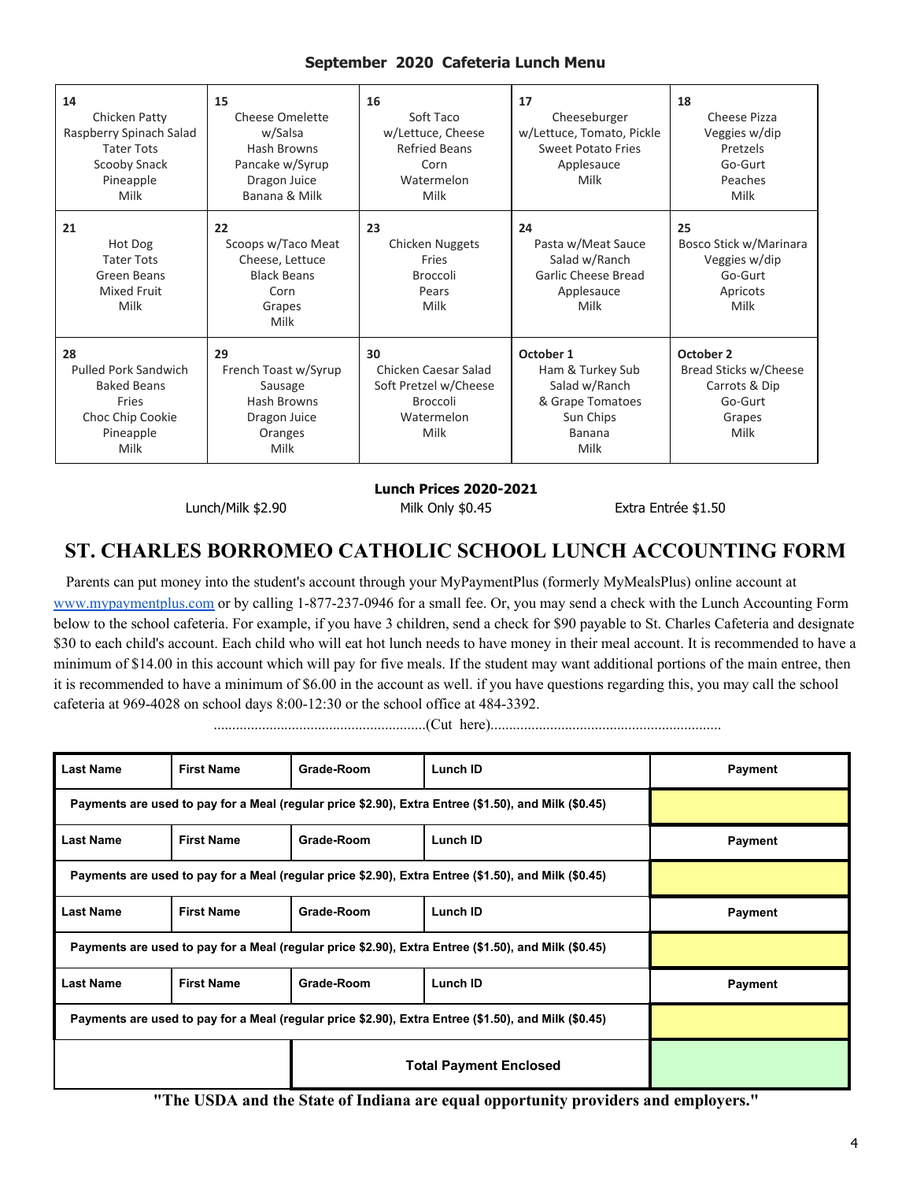## September 2020 Cafeteria Lunch Menu

| | | | | |
|---|---|---|---|---|
| **14**<br>Chicken Patty<br>Raspberry Spinach Salad<br>Tater Tots<br>Scooby Snack<br>Pineapple<br>Milk | **15**<br>Cheese Omelette<br>w/Salsa<br>Hash Browns<br>Pancake w/Syrup<br>Dragon Juice<br>Banana & Milk | **16**<br>Soft Taco<br>w/Lettuce, Cheese<br>Refried Beans<br>Corn<br>Watermelon<br>Milk | **17**<br>Cheeseburger<br>w/Lettuce, Tomato, Pickle<br>Sweet Potato Fries<br>Applesauce<br>Milk | **18**<br>Cheese Pizza<br>Veggies w/dip<br>Pretzels<br>Go-Gurt<br>Peaches<br>Milk |
| **21**<br>Hot Dog<br>Tater Tots<br>Green Beans<br>Mixed Fruit<br>Milk | **22**<br>Scoops w/Taco Meat<br>Cheese, Lettuce<br>Black Beans<br>Corn<br>Grapes<br>Milk | **23**<br>Chicken Nuggets<br>Fries<br>Broccoli<br>Pears<br>Milk | **24**<br>Pasta w/Meat Sauce<br>Salad w/Ranch<br>Garlic Cheese Bread<br>Applesauce<br>Milk | **25**<br>Bosco Stick w/Marinara<br>Veggies w/dip<br>Go-Gurt<br>Apricots<br>Milk |
| **28**<br>Pulled Pork Sandwich<br>Baked Beans<br>Fries<br>Choc Chip Cookie<br>Pineapple<br>Milk | **29**<br>French Toast w/Syrup<br>Sausage<br>Hash Browns<br>Dragon Juice<br>Oranges<br>Milk | **30**<br>Chicken Caesar Salad<br>Soft Pretzel w/Cheese<br>Broccoli<br>Watermelon<br>Milk | **October 1**<br>Ham & Turkey Sub<br>Salad w/Ranch<br>& Grape Tomatoes<br>Sun Chips<br>Banana<br>Milk | **October 2**<br>Bread Sticks w/Cheese<br>Carrots & Dip<br>Go-Gurt<br>Grapes<br>Milk |

**Lunch Prices 2020-2021**

Lunch/Milk $2.90 Milk Only $0.45 Extra Entrée $1.50

# ST. CHARLES BORROMEO CATHOLIC SCHOOL LUNCH ACCOUNTING FORM

Parents can put money into the student's account through your MyPaymentPlus (formerly MyMealsPlus) online account at www.mypaymentplus.com or by calling 1-877-237-0946 for a small fee. Or, you may send a check with the Lunch Accounting Form below to the school cafeteria. For example, if you have 3 children, send a check for $90 payable to St. Charles Cafeteria and designate $30 to each child's account. Each child who will eat hot lunch needs to have money in their meal account. It is recommended to have a minimum of $14.00 in this account which will pay for five meals. If the student may want additional portions of the main entree, then it is recommended to have a minimum of $6.00 in the account as well. if you have questions regarding this, you may call the school cafeteria at 969-4028 on school days 8:00-12:30 or the school office at 484-3392.

.........................................................(Cut here).............................................................

| Last Name | First Name | Grade-Room | Lunch ID | Payment |
|---|---|---|---|---|
| Payments are used to pay for a Meal (regular price $2.90), Extra Entree ($1.50), and Milk ($0.45) | | | | |
| **Last Name** | **First Name** | **Grade-Room** | **Lunch ID** | **Payment** |
| Payments are used to pay for a Meal (regular price $2.90), Extra Entree ($1.50), and Milk ($0.45) | | | | |
| **Last Name** | **First Name** | **Grade-Room** | **Lunch ID** | **Payment** |
| Payments are used to pay for a Meal (regular price $2.90), Extra Entree ($1.50), and Milk ($0.45) | | | | |
| **Last Name** | **First Name** | **Grade-Room** | **Lunch ID** | **Payment** |
| Payments are used to pay for a Meal (regular price $2.90), Extra Entree ($1.50), and Milk ($0.45) | | | | |
| | | **Total Payment Enclosed** | | |

**"The USDA and the State of Indiana are equal opportunity providers and employers."**